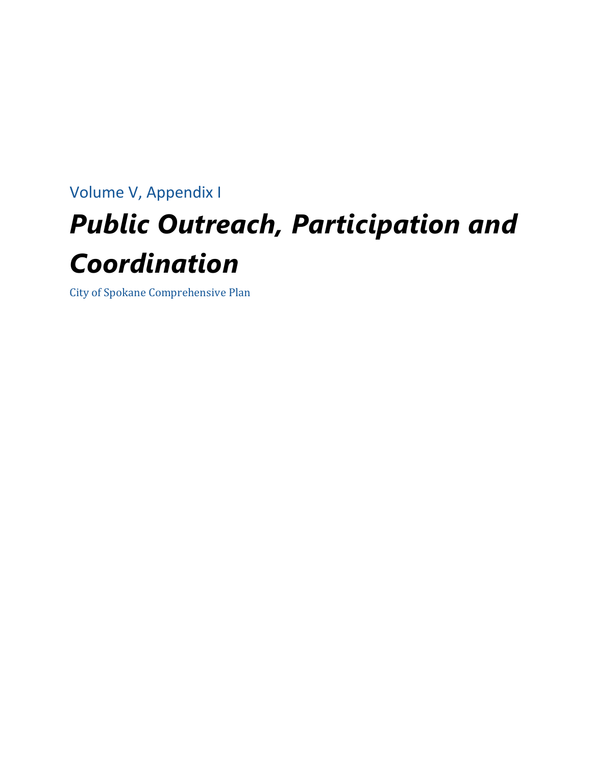Volume V, Appendix I

# *Public Outreach, Participation and Coordination*

City of Spokane Comprehensive Plan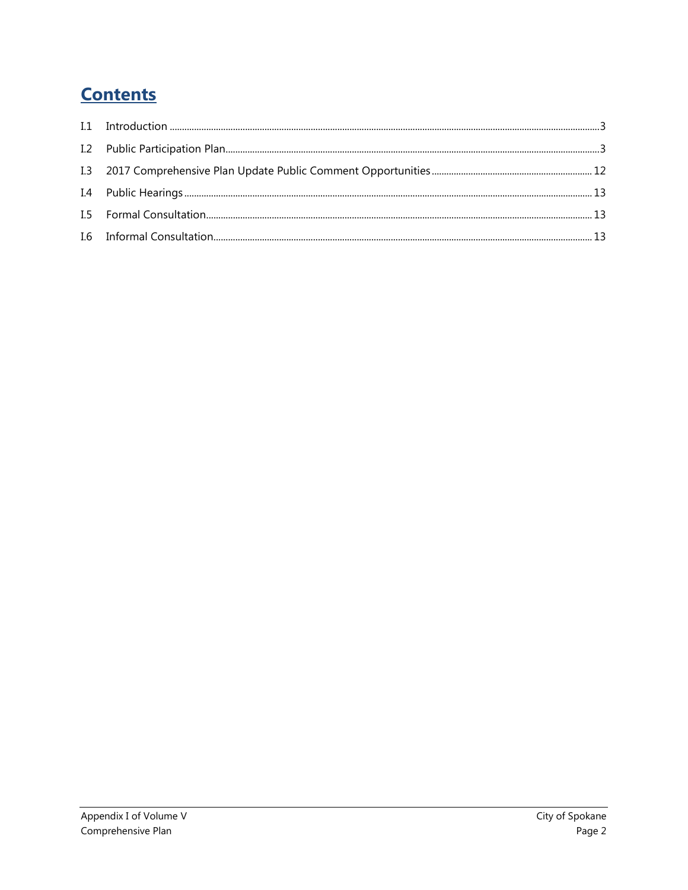# Contents

I.1 Introduction ........................................................................ 3

I.2 Public Participation Plan ........................................................................ 3

I.3 2017 Comprehensive Plan Update Public Comment Opportunities ........................................................................ 12

I.4 Public Hearings ........................................................................ 13

I.5 Formal Consultation ........................................................................ 13

I.6 Informal Consultation ........................................................................ 13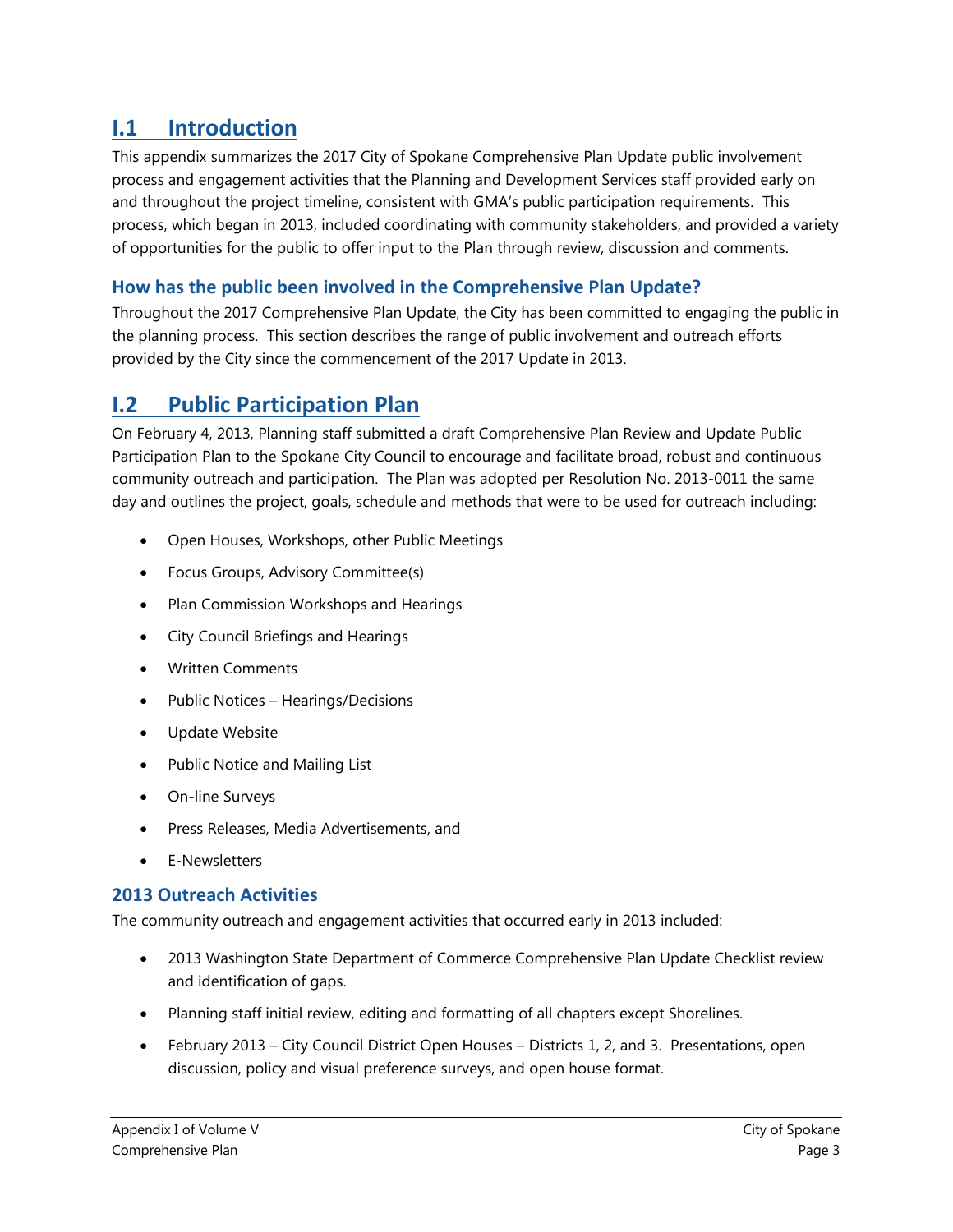## I.1 Introduction

This appendix summarizes the 2017 City of Spokane Comprehensive Plan Update public involvement process and engagement activities that the Planning and Development Services staff provided early on and throughout the project timeline, consistent with GMA's public participation requirements. This process, which began in 2013, included coordinating with community stakeholders, and provided a variety of opportunities for the public to offer input to the Plan through review, discussion and comments.

### How has the public been involved in the Comprehensive Plan Update?

Throughout the 2017 Comprehensive Plan Update, the City has been committed to engaging the public in the planning process. This section describes the range of public involvement and outreach efforts provided by the City since the commencement of the 2017 Update in 2013.

## I.2 Public Participation Plan

On February 4, 2013, Planning staff submitted a draft Comprehensive Plan Review and Update Public Participation Plan to the Spokane City Council to encourage and facilitate broad, robust and continuous community outreach and participation. The Plan was adopted per Resolution No. 2013-0011 the same day and outlines the project, goals, schedule and methods that were to be used for outreach including:

- Open Houses, Workshops, other Public Meetings
- Focus Groups, Advisory Committee(s)
- Plan Commission Workshops and Hearings
- City Council Briefings and Hearings
- Written Comments
- Public Notices – Hearings/Decisions
- Update Website
- Public Notice and Mailing List
- On-line Surveys
- Press Releases, Media Advertisements, and
- E-Newsletters

### 2013 Outreach Activities

The community outreach and engagement activities that occurred early in 2013 included:

- 2013 Washington State Department of Commerce Comprehensive Plan Update Checklist review and identification of gaps.
- Planning staff initial review, editing and formatting of all chapters except Shorelines.
- February 2013 – City Council District Open Houses – Districts 1, 2, and 3. Presentations, open discussion, policy and visual preference surveys, and open house format.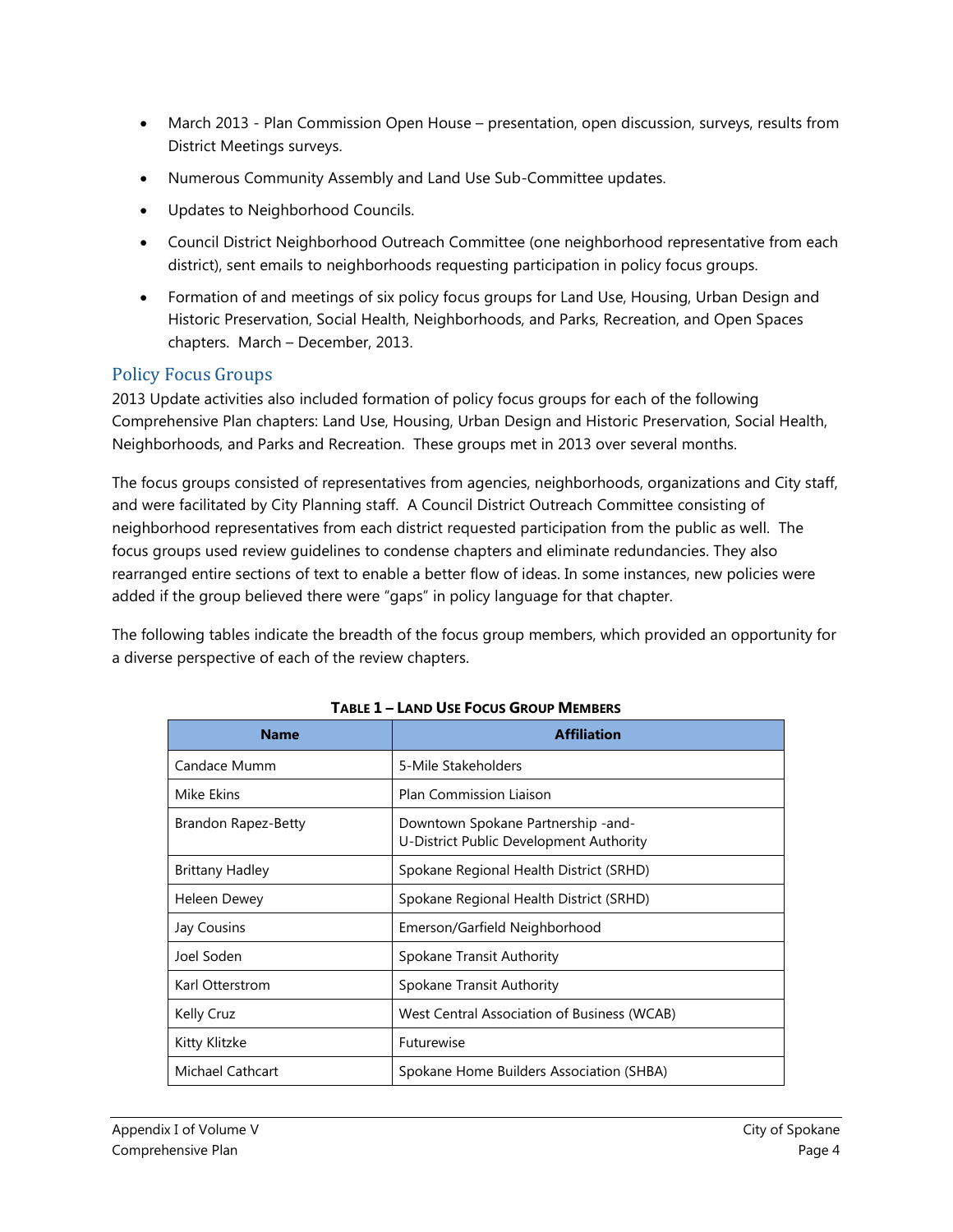- March 2013 - Plan Commission Open House – presentation, open discussion, surveys, results from District Meetings surveys.
- Numerous Community Assembly and Land Use Sub-Committee updates.
- Updates to Neighborhood Councils.
- Council District Neighborhood Outreach Committee (one neighborhood representative from each district), sent emails to neighborhoods requesting participation in policy focus groups.
- Formation of and meetings of six policy focus groups for Land Use, Housing, Urban Design and Historic Preservation, Social Health, Neighborhoods, and Parks, Recreation, and Open Spaces chapters. March – December, 2013.

## Policy Focus Groups

2013 Update activities also included formation of policy focus groups for each of the following Comprehensive Plan chapters: Land Use, Housing, Urban Design and Historic Preservation, Social Health, Neighborhoods, and Parks and Recreation. These groups met in 2013 over several months.

The focus groups consisted of representatives from agencies, neighborhoods, organizations and City staff, and were facilitated by City Planning staff. A Council District Outreach Committee consisting of neighborhood representatives from each district requested participation from the public as well. The focus groups used review guidelines to condense chapters and eliminate redundancies. They also rearranged entire sections of text to enable a better flow of ideas. In some instances, new policies were added if the group believed there were "gaps" in policy language for that chapter.

The following tables indicate the breadth of the focus group members, which provided an opportunity for a diverse perspective of each of the review chapters.

**Table 1 – Land Use Focus Group Members**

| Name | Affiliation |
|---|---|
| Candace Mumm | 5-Mile Stakeholders |
| Mike Ekins | Plan Commission Liaison |
| Brandon Rapez-Betty | Downtown Spokane Partnership -and- U-District Public Development Authority |
| Brittany Hadley | Spokane Regional Health District (SRHD) |
| Heleen Dewey | Spokane Regional Health District (SRHD) |
| Jay Cousins | Emerson/Garfield Neighborhood |
| Joel Soden | Spokane Transit Authority |
| Karl Otterstrom | Spokane Transit Authority |
| Kelly Cruz | West Central Association of Business (WCAB) |
| Kitty Klitzke | Futurewise |
| Michael Cathcart | Spokane Home Builders Association (SHBA) |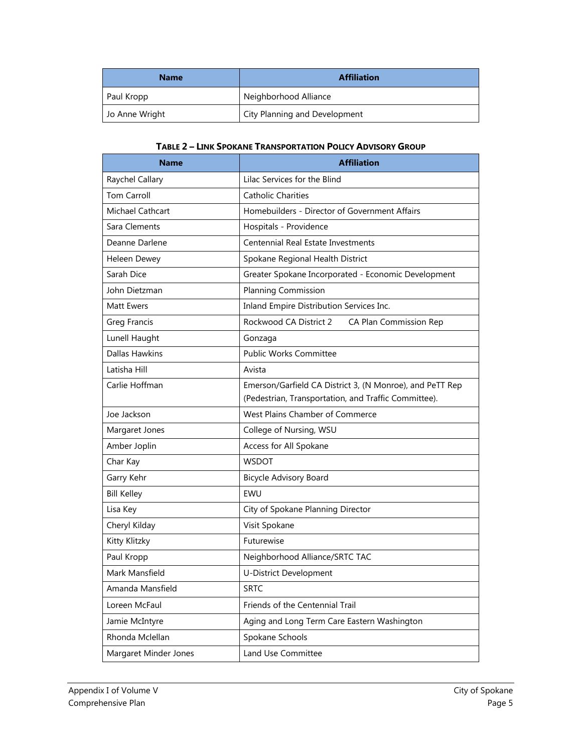| Name | Affiliation |
|---|---|
| Paul Kropp | Neighborhood Alliance |
| Jo Anne Wright | City Planning and Development |

**TABLE 2 – LINK SPOKANE TRANSPORTATION POLICY ADVISORY GROUP**

| Name | Affiliation |
|---|---|
| Raychel Callary | Lilac Services for the Blind |
| Tom Carroll | Catholic Charities |
| Michael Cathcart | Homebuilders - Director of Government Affairs |
| Sara Clements | Hospitals - Providence |
| Deanne Darlene | Centennial Real Estate Investments |
| Heleen Dewey | Spokane Regional Health District |
| Sarah Dice | Greater Spokane Incorporated - Economic Development |
| John Dietzman | Planning Commission |
| Matt Ewers | Inland Empire Distribution Services Inc. |
| Greg Francis | Rockwood CA District 2 CA Plan Commission Rep |
| Lunell Haught | Gonzaga |
| Dallas Hawkins | Public Works Committee |
| Latisha Hill | Avista |
| Carlie Hoffman | Emerson/Garfield CA District 3, (N Monroe), and PeTT Rep (Pedestrian, Transportation, and Traffic Committee). |
| Joe Jackson | West Plains Chamber of Commerce |
| Margaret Jones | College of Nursing, WSU |
| Amber Joplin | Access for All Spokane |
| Char Kay | WSDOT |
| Garry Kehr | Bicycle Advisory Board |
| Bill Kelley | EWU |
| Lisa Key | City of Spokane Planning Director |
| Cheryl Kilday | Visit Spokane |
| Kitty Klitzky | Futurewise |
| Paul Kropp | Neighborhood Alliance/SRTC TAC |
| Mark Mansfield | U-District Development |
| Amanda Mansfield | SRTC |
| Loreen McFaul | Friends of the Centennial Trail |
| Jamie McIntyre | Aging and Long Term Care Eastern Washington |
| Rhonda Mclellan | Spokane Schools |
| Margaret Minder Jones | Land Use Committee |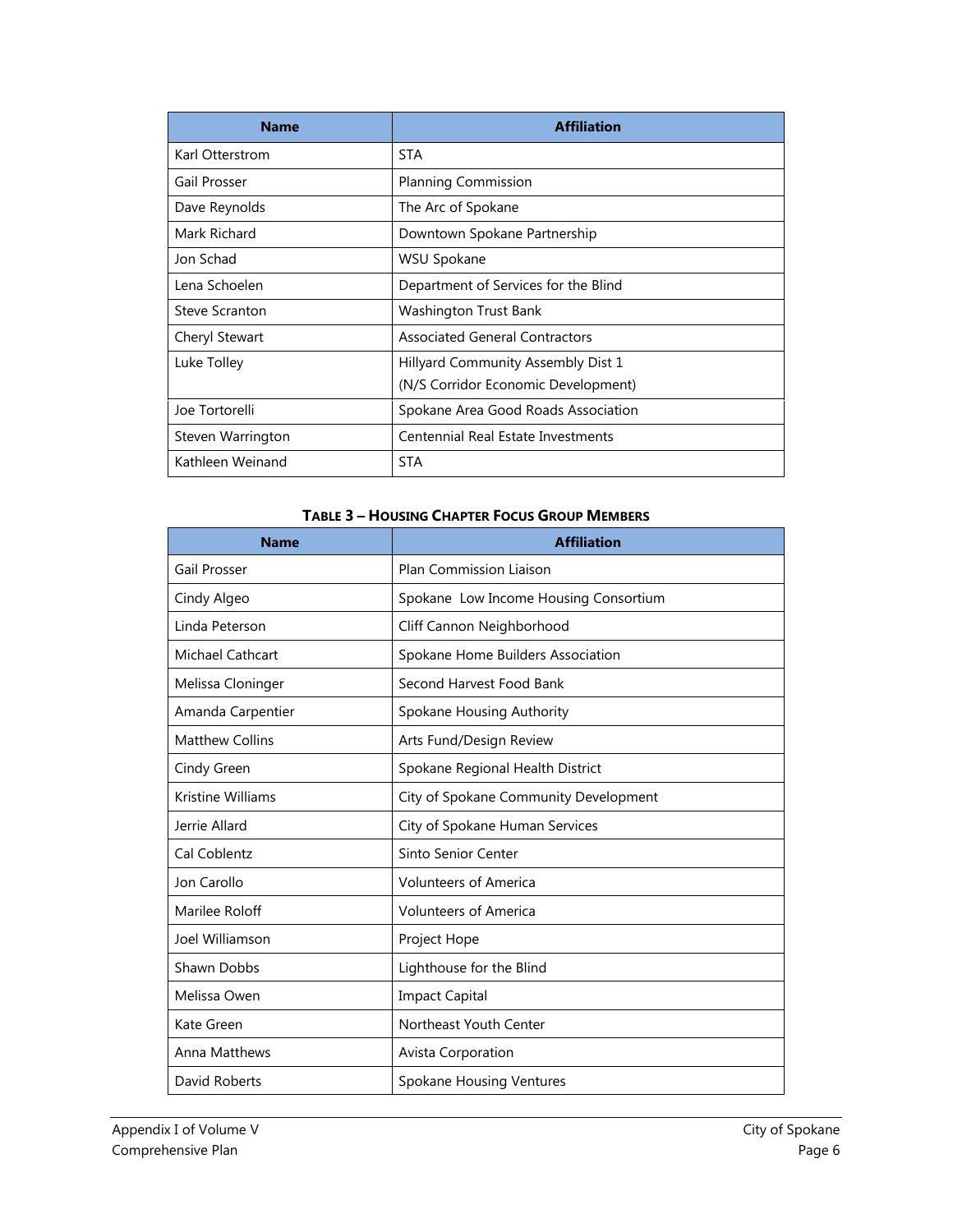| Name | Affiliation |
|---|---|
| Karl Otterstrom | STA |
| Gail Prosser | Planning Commission |
| Dave Reynolds | The Arc of Spokane |
| Mark Richard | Downtown Spokane Partnership |
| Jon Schad | WSU Spokane |
| Lena Schoelen | Department of Services for the Blind |
| Steve Scranton | Washington Trust Bank |
| Cheryl Stewart | Associated General Contractors |
| Luke Tolley | Hillyard Community Assembly Dist 1 (N/S Corridor Economic Development) |
| Joe Tortorelli | Spokane Area Good Roads Association |
| Steven Warrington | Centennial Real Estate Investments |
| Kathleen Weinand | STA |

**TABLE 3 – HOUSING CHAPTER FOCUS GROUP MEMBERS**

| Name | Affiliation |
|---|---|
| Gail Prosser | Plan Commission Liaison |
| Cindy Algeo | Spokane  Low Income Housing Consortium |
| Linda Peterson | Cliff Cannon Neighborhood |
| Michael Cathcart | Spokane Home Builders Association |
| Melissa Cloninger | Second Harvest Food Bank |
| Amanda Carpentier | Spokane Housing Authority |
| Matthew Collins | Arts Fund/Design Review |
| Cindy Green | Spokane Regional Health District |
| Kristine Williams | City of Spokane Community Development |
| Jerrie Allard | City of Spokane Human Services |
| Cal Coblentz | Sinto Senior Center |
| Jon Carollo | Volunteers of America |
| Marilee Roloff | Volunteers of America |
| Joel Williamson | Project Hope |
| Shawn Dobbs | Lighthouse for the Blind |
| Melissa Owen | Impact Capital |
| Kate Green | Northeast Youth Center |
| Anna Matthews | Avista Corporation |
| David Roberts | Spokane Housing Ventures |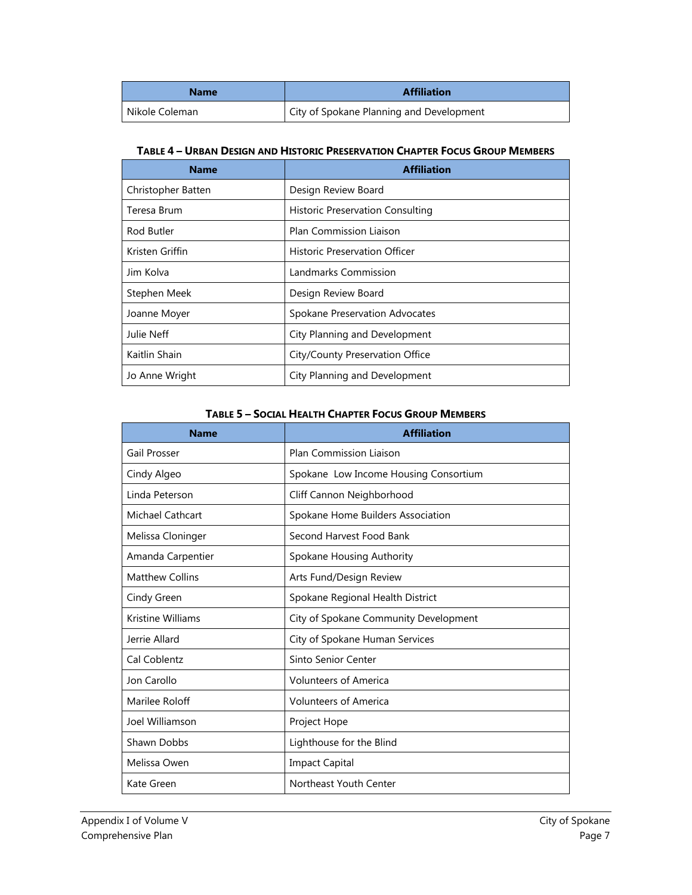| Name | Affiliation |
|---|---|
| Nikole Coleman | City of Spokane Planning and Development |

**TABLE 4 – URBAN DESIGN AND HISTORIC PRESERVATION CHAPTER FOCUS GROUP MEMBERS**

| Name | Affiliation |
|---|---|
| Christopher Batten | Design Review Board |
| Teresa Brum | Historic Preservation Consulting |
| Rod Butler | Plan Commission Liaison |
| Kristen Griffin | Historic Preservation Officer |
| Jim Kolva | Landmarks Commission |
| Stephen Meek | Design Review Board |
| Joanne Moyer | Spokane Preservation Advocates |
| Julie Neff | City Planning and Development |
| Kaitlin Shain | City/County Preservation Office |
| Jo Anne Wright | City Planning and Development |

**TABLE 5 – SOCIAL HEALTH CHAPTER FOCUS GROUP MEMBERS**

| Name | Affiliation |
|---|---|
| Gail Prosser | Plan Commission Liaison |
| Cindy Algeo | Spokane Low Income Housing Consortium |
| Linda Peterson | Cliff Cannon Neighborhood |
| Michael Cathcart | Spokane Home Builders Association |
| Melissa Cloninger | Second Harvest Food Bank |
| Amanda Carpentier | Spokane Housing Authority |
| Matthew Collins | Arts Fund/Design Review |
| Cindy Green | Spokane Regional Health District |
| Kristine Williams | City of Spokane Community Development |
| Jerrie Allard | City of Spokane Human Services |
| Cal Coblentz | Sinto Senior Center |
| Jon Carollo | Volunteers of America |
| Marilee Roloff | Volunteers of America |
| Joel Williamson | Project Hope |
| Shawn Dobbs | Lighthouse for the Blind |
| Melissa Owen | Impact Capital |
| Kate Green | Northeast Youth Center |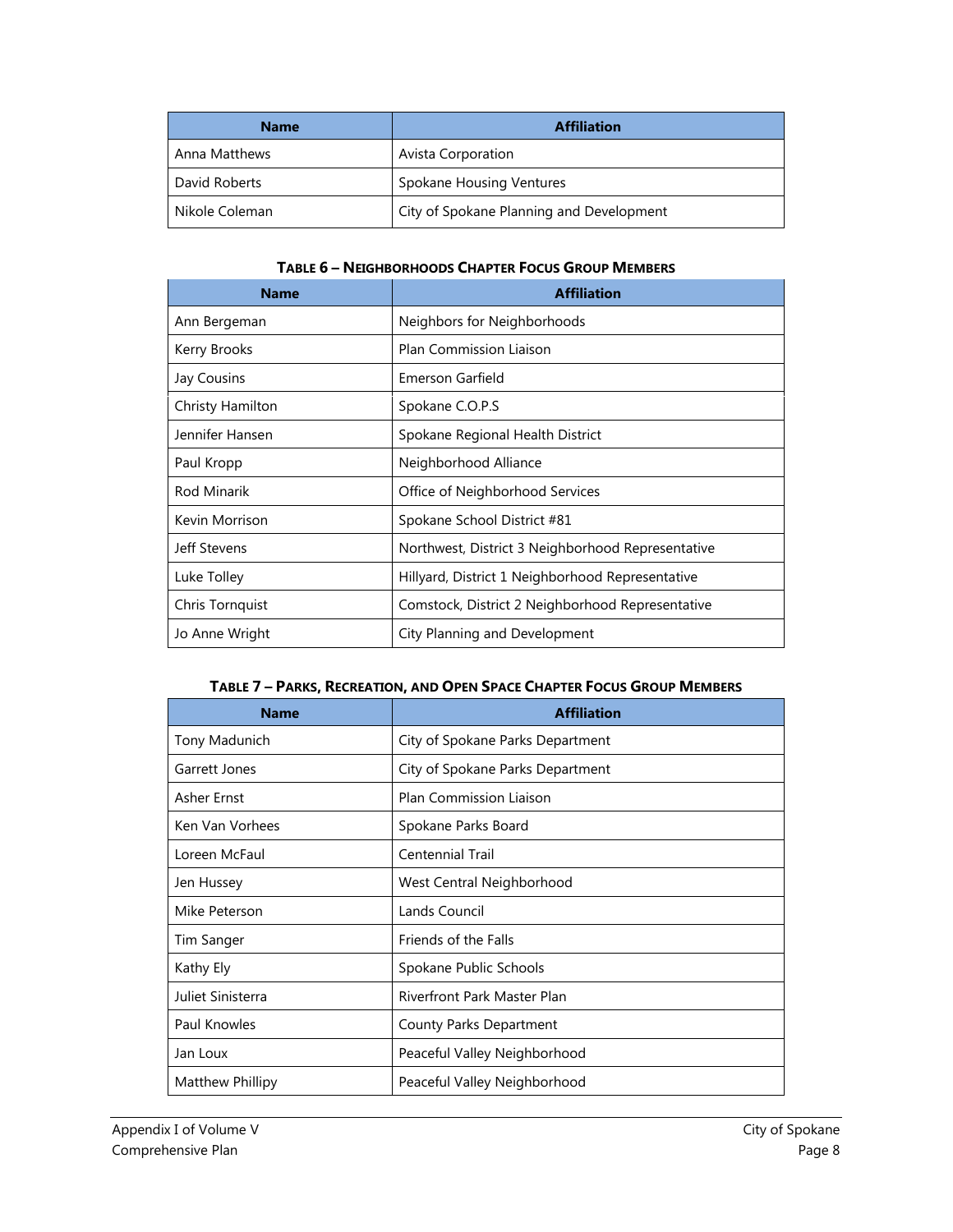| Name | Affiliation |
| --- | --- |
| Anna Matthews | Avista Corporation |
| David Roberts | Spokane Housing Ventures |
| Nikole Coleman | City of Spokane Planning and Development |

**Table 6 – Neighborhoods Chapter Focus Group Members**

| Name | Affiliation |
| --- | --- |
| Ann Bergeman | Neighbors for Neighborhoods |
| Kerry Brooks | Plan Commission Liaison |
| Jay Cousins | Emerson Garfield |
| Christy Hamilton | Spokane C.O.P.S |
| Jennifer Hansen | Spokane Regional Health District |
| Paul Kropp | Neighborhood Alliance |
| Rod Minarik | Office of Neighborhood Services |
| Kevin Morrison | Spokane School District #81 |
| Jeff Stevens | Northwest, District 3 Neighborhood Representative |
| Luke Tolley | Hillyard, District 1 Neighborhood Representative |
| Chris Tornquist | Comstock, District 2 Neighborhood Representative |
| Jo Anne Wright | City Planning and Development |

**Table 7 – Parks, Recreation, and Open Space Chapter Focus Group Members**

| Name | Affiliation |
| --- | --- |
| Tony Madunich | City of Spokane Parks Department |
| Garrett Jones | City of Spokane Parks Department |
| Asher Ernst | Plan Commission Liaison |
| Ken Van Vorhees | Spokane Parks Board |
| Loreen McFaul | Centennial Trail |
| Jen Hussey | West Central Neighborhood |
| Mike Peterson | Lands Council |
| Tim Sanger | Friends of the Falls |
| Kathy Ely | Spokane Public Schools |
| Juliet Sinisterra | Riverfront Park Master Plan |
| Paul Knowles | County Parks Department |
| Jan Loux | Peaceful Valley Neighborhood |
| Matthew Phillipy | Peaceful Valley Neighborhood |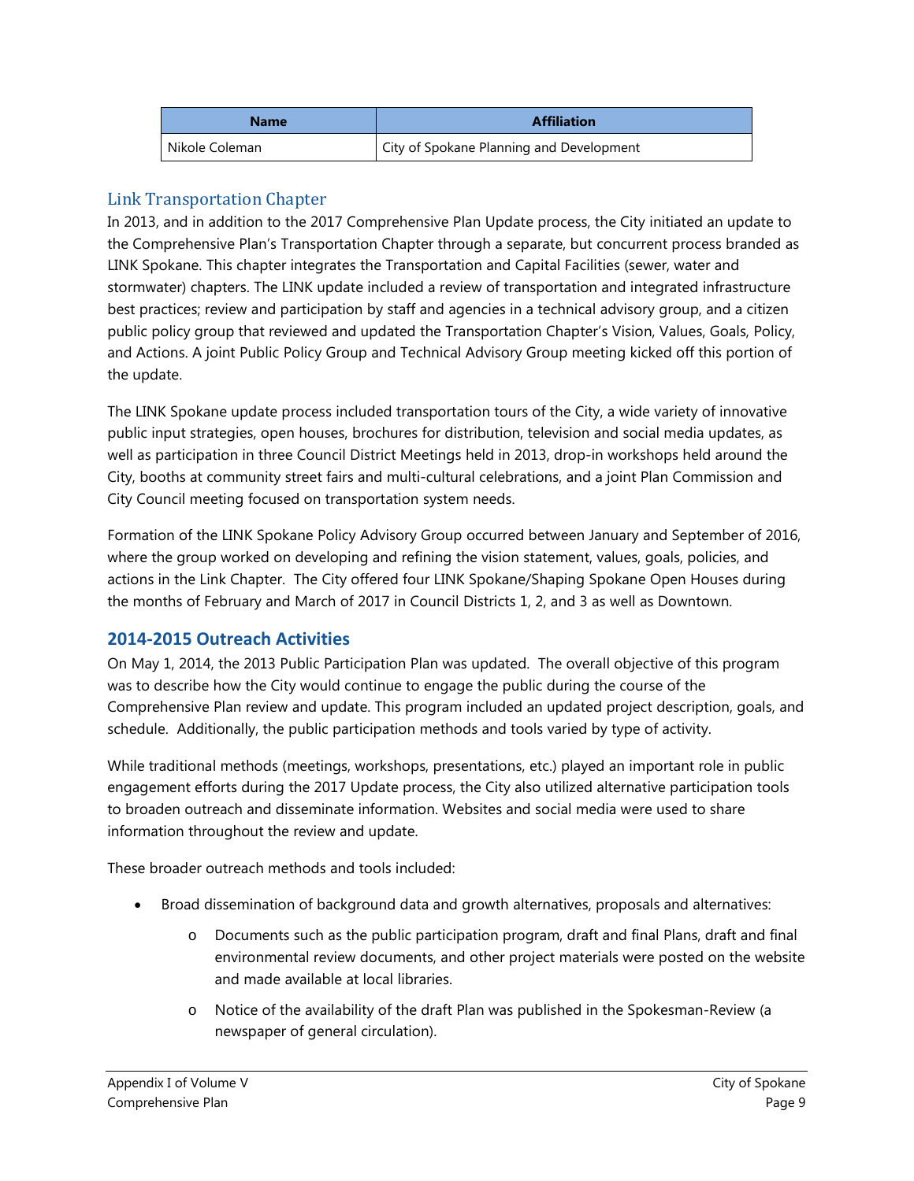| Name | Affiliation |
| --- | --- |
| Nikole Coleman | City of Spokane Planning and Development |

### Link Transportation Chapter

In 2013, and in addition to the 2017 Comprehensive Plan Update process, the City initiated an update to the Comprehensive Plan's Transportation Chapter through a separate, but concurrent process branded as LINK Spokane. This chapter integrates the Transportation and Capital Facilities (sewer, water and stormwater) chapters. The LINK update included a review of transportation and integrated infrastructure best practices; review and participation by staff and agencies in a technical advisory group, and a citizen public policy group that reviewed and updated the Transportation Chapter's Vision, Values, Goals, Policy, and Actions. A joint Public Policy Group and Technical Advisory Group meeting kicked off this portion of the update.

The LINK Spokane update process included transportation tours of the City, a wide variety of innovative public input strategies, open houses, brochures for distribution, television and social media updates, as well as participation in three Council District Meetings held in 2013, drop-in workshops held around the City, booths at community street fairs and multi-cultural celebrations, and a joint Plan Commission and City Council meeting focused on transportation system needs.

Formation of the LINK Spokane Policy Advisory Group occurred between January and September of 2016, where the group worked on developing and refining the vision statement, values, goals, policies, and actions in the Link Chapter. The City offered four LINK Spokane/Shaping Spokane Open Houses during the months of February and March of 2017 in Council Districts 1, 2, and 3 as well as Downtown.

## 2014-2015 Outreach Activities

On May 1, 2014, the 2013 Public Participation Plan was updated. The overall objective of this program was to describe how the City would continue to engage the public during the course of the Comprehensive Plan review and update. This program included an updated project description, goals, and schedule. Additionally, the public participation methods and tools varied by type of activity.

While traditional methods (meetings, workshops, presentations, etc.) played an important role in public engagement efforts during the 2017 Update process, the City also utilized alternative participation tools to broaden outreach and disseminate information. Websites and social media were used to share information throughout the review and update.

These broader outreach methods and tools included:

- Broad dissemination of background data and growth alternatives, proposals and alternatives:
    - Documents such as the public participation program, draft and final Plans, draft and final environmental review documents, and other project materials were posted on the website and made available at local libraries.
    - Notice of the availability of the draft Plan was published in the Spokesman-Review (a newspaper of general circulation).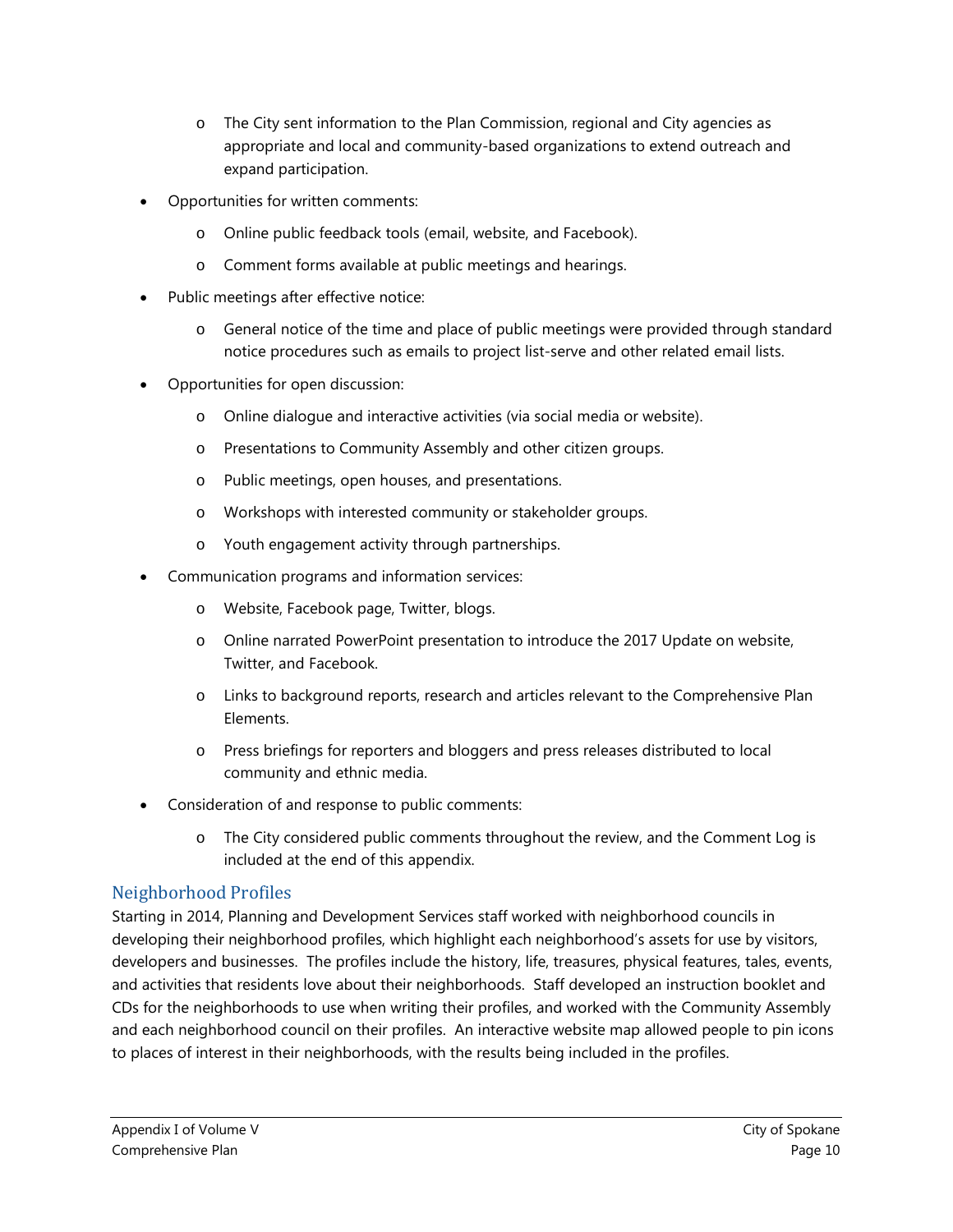- The City sent information to the Plan Commission, regional and City agencies as appropriate and local and community-based organizations to extend outreach and expand participation.
- Opportunities for written comments:
  - Online public feedback tools (email, website, and Facebook).
  - Comment forms available at public meetings and hearings.
- Public meetings after effective notice:
  - General notice of the time and place of public meetings were provided through standard notice procedures such as emails to project list-serve and other related email lists.
- Opportunities for open discussion:
  - Online dialogue and interactive activities (via social media or website).
  - Presentations to Community Assembly and other citizen groups.
  - Public meetings, open houses, and presentations.
  - Workshops with interested community or stakeholder groups.
  - Youth engagement activity through partnerships.
- Communication programs and information services:
  - Website, Facebook page, Twitter, blogs.
  - Online narrated PowerPoint presentation to introduce the 2017 Update on website, Twitter, and Facebook.
  - Links to background reports, research and articles relevant to the Comprehensive Plan Elements.
  - Press briefings for reporters and bloggers and press releases distributed to local community and ethnic media.
- Consideration of and response to public comments:
  - The City considered public comments throughout the review, and the Comment Log is included at the end of this appendix.

## Neighborhood Profiles

Starting in 2014, Planning and Development Services staff worked with neighborhood councils in developing their neighborhood profiles, which highlight each neighborhood's assets for use by visitors, developers and businesses. The profiles include the history, life, treasures, physical features, tales, events, and activities that residents love about their neighborhoods. Staff developed an instruction booklet and CDs for the neighborhoods to use when writing their profiles, and worked with the Community Assembly and each neighborhood council on their profiles. An interactive website map allowed people to pin icons to places of interest in their neighborhoods, with the results being included in the profiles.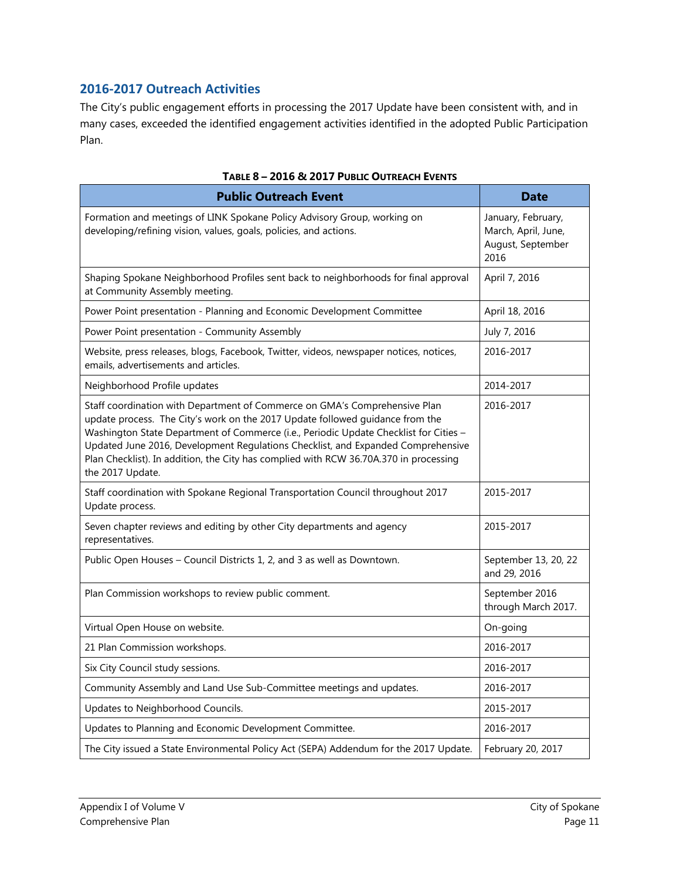## 2016-2017 Outreach Activities

The City's public engagement efforts in processing the 2017 Update have been consistent with, and in many cases, exceeded the identified engagement activities identified in the adopted Public Participation Plan.

**TABLE 8 – 2016 & 2017 PUBLIC OUTREACH EVENTS**

| Public Outreach Event | Date |
|---|---|
| Formation and meetings of LINK Spokane Policy Advisory Group, working on developing/refining vision, values, goals, policies, and actions. | January, February, March, April, June, August, September 2016 |
| Shaping Spokane Neighborhood Profiles sent back to neighborhoods for final approval at Community Assembly meeting. | April 7, 2016 |
| Power Point presentation - Planning and Economic Development Committee | April 18, 2016 |
| Power Point presentation - Community Assembly | July 7, 2016 |
| Website, press releases, blogs, Facebook, Twitter, videos, newspaper notices, notices, emails, advertisements and articles. | 2016-2017 |
| Neighborhood Profile updates | 2014-2017 |
| Staff coordination with Department of Commerce on GMA's Comprehensive Plan update process. The City's work on the 2017 Update followed guidance from the Washington State Department of Commerce (i.e., Periodic Update Checklist for Cities – Updated June 2016, Development Regulations Checklist, and Expanded Comprehensive Plan Checklist). In addition, the City has complied with RCW 36.70A.370 in processing the 2017 Update. | 2016-2017 |
| Staff coordination with Spokane Regional Transportation Council throughout 2017 Update process. | 2015-2017 |
| Seven chapter reviews and editing by other City departments and agency representatives. | 2015-2017 |
| Public Open Houses – Council Districts 1, 2, and 3 as well as Downtown. | September 13, 20, 22 and 29, 2016 |
| Plan Commission workshops to review public comment. | September 2016 through March 2017. |
| Virtual Open House on website. | On-going |
| 21 Plan Commission workshops. | 2016-2017 |
| Six City Council study sessions. | 2016-2017 |
| Community Assembly and Land Use Sub-Committee meetings and updates. | 2016-2017 |
| Updates to Neighborhood Councils. | 2015-2017 |
| Updates to Planning and Economic Development Committee. | 2016-2017 |
| The City issued a State Environmental Policy Act (SEPA) Addendum for the 2017 Update. | February 20, 2017 |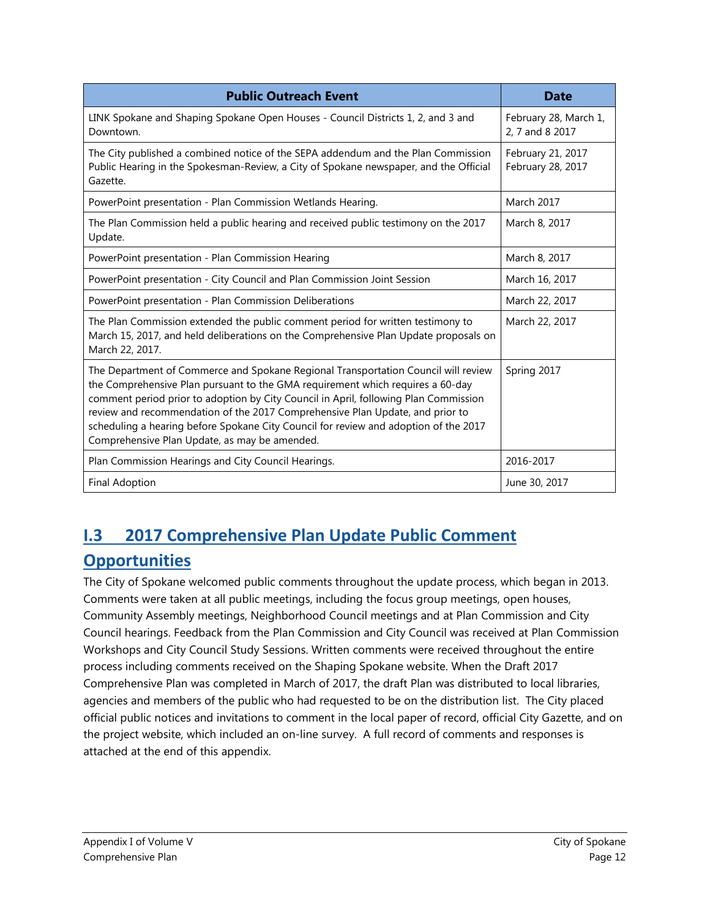| Public Outreach Event | Date |
|---|---|
| LINK Spokane and Shaping Spokane Open Houses - Council Districts 1, 2, and 3 and Downtown. | February 28, March 1, 2, 7 and 8 2017 |
| The City published a combined notice of the SEPA addendum and the Plan Commission Public Hearing in the Spokesman-Review, a City of Spokane newspaper, and the Official Gazette. | February 21, 2017 February 28, 2017 |
| PowerPoint presentation - Plan Commission Wetlands Hearing. | March 2017 |
| The Plan Commission held a public hearing and received public testimony on the 2017 Update. | March 8, 2017 |
| PowerPoint presentation - Plan Commission Hearing | March 8, 2017 |
| PowerPoint presentation - City Council and Plan Commission Joint Session | March 16, 2017 |
| PowerPoint presentation - Plan Commission Deliberations | March 22, 2017 |
| The Plan Commission extended the public comment period for written testimony to March 15, 2017, and held deliberations on the Comprehensive Plan Update proposals on March 22, 2017. | March 22, 2017 |
| The Department of Commerce and Spokane Regional Transportation Council will review the Comprehensive Plan pursuant to the GMA requirement which requires a 60-day comment period prior to adoption by City Council in April, following Plan Commission review and recommendation of the 2017 Comprehensive Plan Update, and prior to scheduling a hearing before Spokane City Council for review and adoption of the 2017 Comprehensive Plan Update, as may be amended. | Spring 2017 |
| Plan Commission Hearings and City Council Hearings. | 2016-2017 |
| Final Adoption | June 30, 2017 |

## I.3 2017 Comprehensive Plan Update Public Comment Opportunities

The City of Spokane welcomed public comments throughout the update process, which began in 2013. Comments were taken at all public meetings, including the focus group meetings, open houses, Community Assembly meetings, Neighborhood Council meetings and at Plan Commission and City Council hearings. Feedback from the Plan Commission and City Council was received at Plan Commission Workshops and City Council Study Sessions. Written comments were received throughout the entire process including comments received on the Shaping Spokane website. When the Draft 2017 Comprehensive Plan was completed in March of 2017, the draft Plan was distributed to local libraries, agencies and members of the public who had requested to be on the distribution list. The City placed official public notices and invitations to comment in the local paper of record, official City Gazette, and on the project website, which included an on-line survey. A full record of comments and responses is attached at the end of this appendix.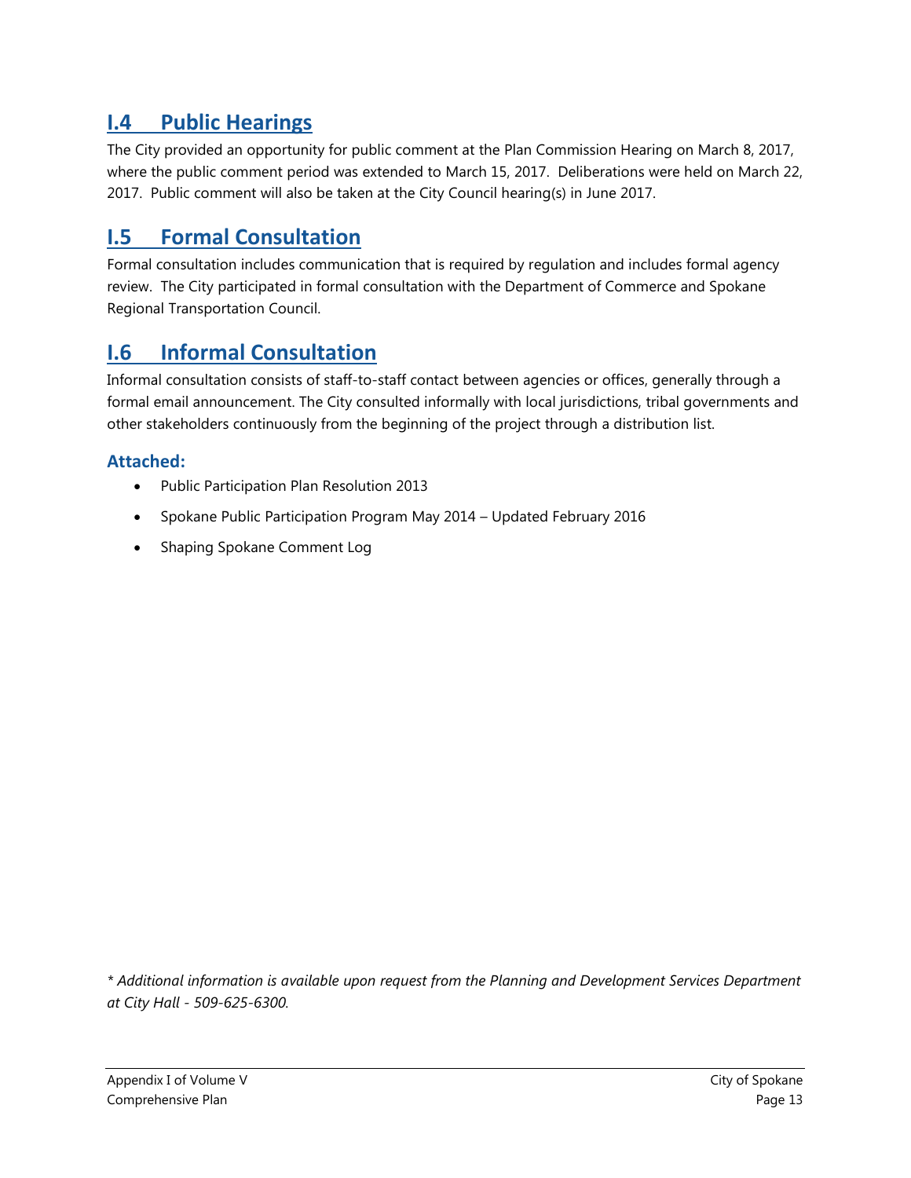## I.4 Public Hearings

The City provided an opportunity for public comment at the Plan Commission Hearing on March 8, 2017, where the public comment period was extended to March 15, 2017. Deliberations were held on March 22, 2017. Public comment will also be taken at the City Council hearing(s) in June 2017.

## I.5 Formal Consultation

Formal consultation includes communication that is required by regulation and includes formal agency review. The City participated in formal consultation with the Department of Commerce and Spokane Regional Transportation Council.

## I.6 Informal Consultation

Informal consultation consists of staff-to-staff contact between agencies or offices, generally through a formal email announcement. The City consulted informally with local jurisdictions, tribal governments and other stakeholders continuously from the beginning of the project through a distribution list.

### Attached:

- Public Participation Plan Resolution 2013
- Spokane Public Participation Program May 2014 – Updated February 2016
- Shaping Spokane Comment Log

*\* Additional information is available upon request from the Planning and Development Services Department at City Hall - 509-625-6300.*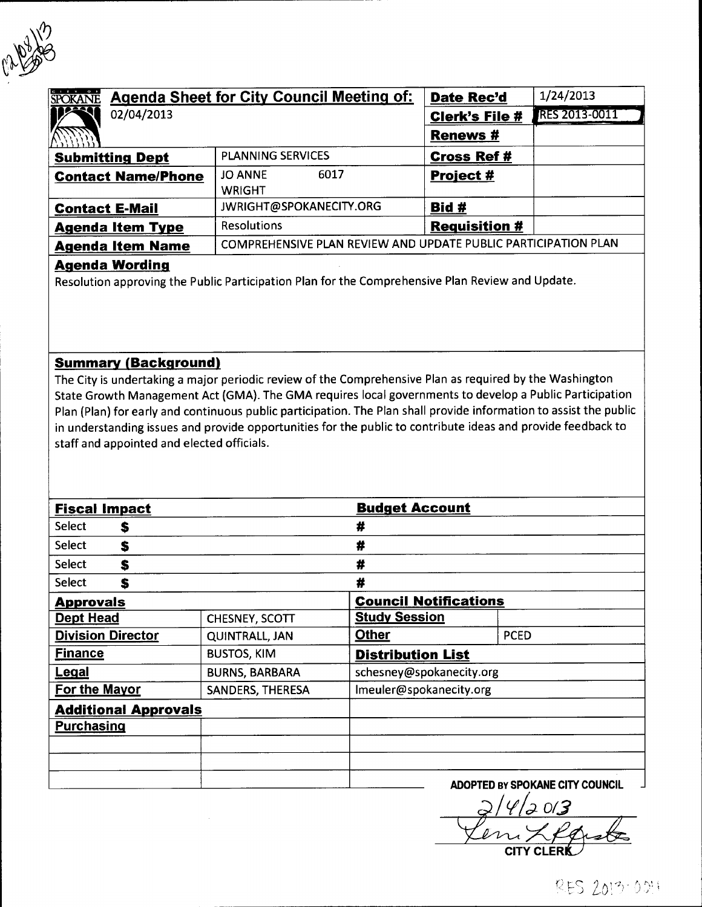02/08/13

| SPOKANE Agenda Sheet for City Council Meeting of: 02/04/2013 | | Date Rec'd | 1/24/2013 |
|---|---|---|---|
| | | Clerk's File # | RES 2013-0011 |
| | | Renews # | |
| Submitting Dept | PLANNING SERVICES | Cross Ref # | |
| Contact Name/Phone | JO ANNE WRIGHT 6017 | Project # | |
| Contact E-Mail | JWRIGHT@SPOKANECITY.ORG | Bid # | |
| Agenda Item Type | Resolutions | Requisition # | |
| Agenda Item Name | COMPREHENSIVE PLAN REVIEW AND UPDATE PUBLIC PARTICIPATION PLAN | | |

**Agenda Wording**

Resolution approving the Public Participation Plan for the Comprehensive Plan Review and Update.

**Summary (Background)**

The City is undertaking a major periodic review of the Comprehensive Plan as required by the Washington State Growth Management Act (GMA). The GMA requires local governments to develop a Public Participation Plan (Plan) for early and continuous public participation. The Plan shall provide information to assist the public in understanding issues and provide opportunities for the public to contribute ideas and provide feedback to staff and appointed and elected officials.

| Fiscal Impact | | Budget Account | |
|---|---|---|---|
| Select | $ | # | |
| Select | $ | # | |
| Select | $ | # | |
| Select | $ | # | |
| **Approvals** | | **Council Notifications** | |
| Dept Head | CHESNEY, SCOTT | Study Session | |
| Division Director | QUINTRALL, JAN | Other | PCED |
| Finance | BUSTOS, KIM | **Distribution List** | |
| Legal | BURNS, BARBARA | schesney@spokanecity.org | |
| For the Mayor | SANDERS, THERESA | lmeuler@spokanecity.org | |
| **Additional Approvals** | | | |
| Purchasing | | | |
| | | | |
| | | | |
| | | | |

ADOPTED BY SPOKANE CITY COUNCIL

2/4/2013

CITY CLERK

RES 2013-0011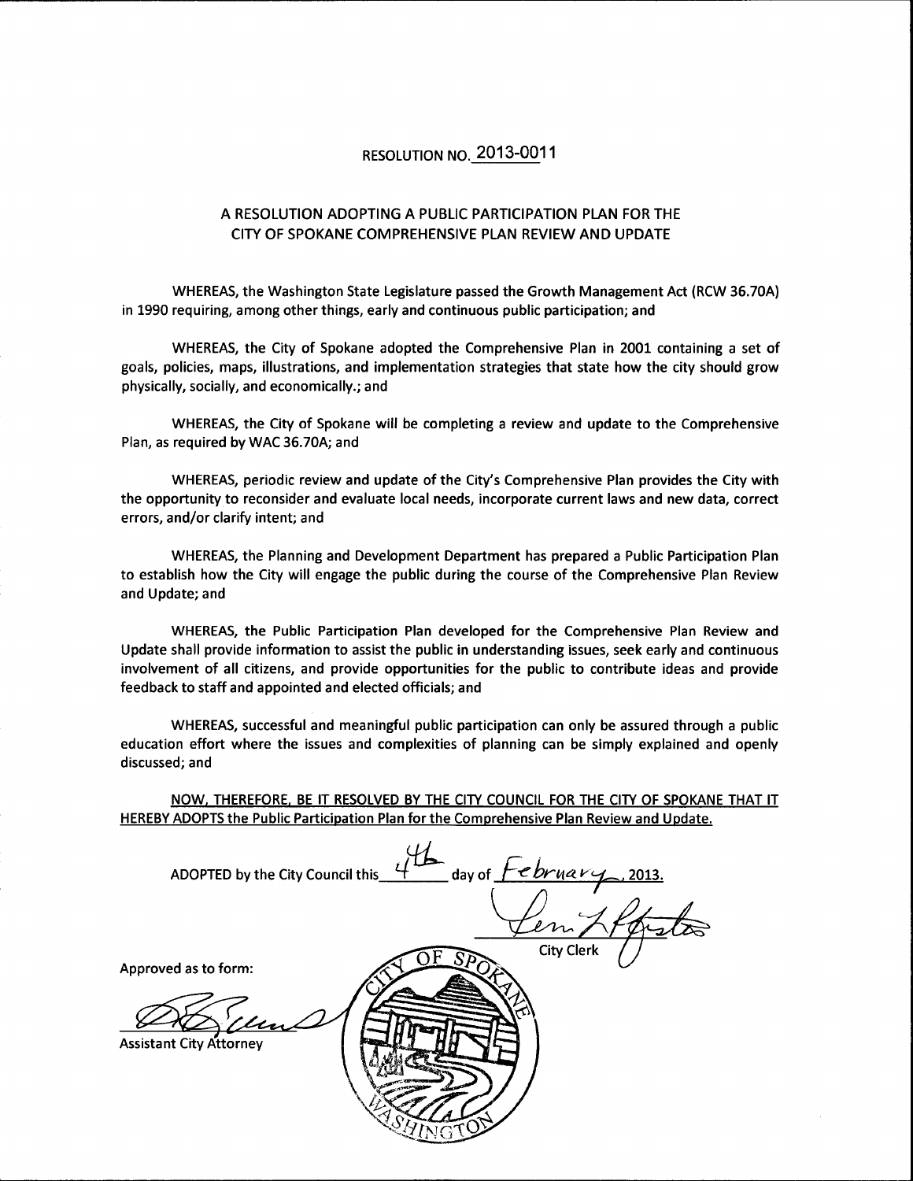RESOLUTION NO. 2013-0011

A RESOLUTION ADOPTING A PUBLIC PARTICIPATION PLAN FOR THE CITY OF SPOKANE COMPREHENSIVE PLAN REVIEW AND UPDATE

WHEREAS, the Washington State Legislature passed the Growth Management Act (RCW 36.70A) in 1990 requiring, among other things, early and continuous public participation; and

WHEREAS, the City of Spokane adopted the Comprehensive Plan in 2001 containing a set of goals, policies, maps, illustrations, and implementation strategies that state how the city should grow physically, socially, and economically.; and

WHEREAS, the City of Spokane will be completing a review and update to the Comprehensive Plan, as required by WAC 36.70A; and

WHEREAS, periodic review and update of the City's Comprehensive Plan provides the City with the opportunity to reconsider and evaluate local needs, incorporate current laws and new data, correct errors, and/or clarify intent; and

WHEREAS, the Planning and Development Department has prepared a Public Participation Plan to establish how the City will engage the public during the course of the Comprehensive Plan Review and Update; and

WHEREAS, the Public Participation Plan developed for the Comprehensive Plan Review and Update shall provide information to assist the public in understanding issues, seek early and continuous involvement of all citizens, and provide opportunities for the public to contribute ideas and provide feedback to staff and appointed and elected officials; and

WHEREAS, successful and meaningful public participation can only be assured through a public education effort where the issues and complexities of planning can be simply explained and openly discussed; and

NOW, THEREFORE, BE IT RESOLVED BY THE CITY COUNCIL FOR THE CITY OF SPOKANE THAT IT HEREBY ADOPTS the Public Participation Plan for the Comprehensive Plan Review and Update.

ADOPTED by the City Council this 4th day of February, 2013.

City Clerk

Approved as to form:

Assistant City Attorney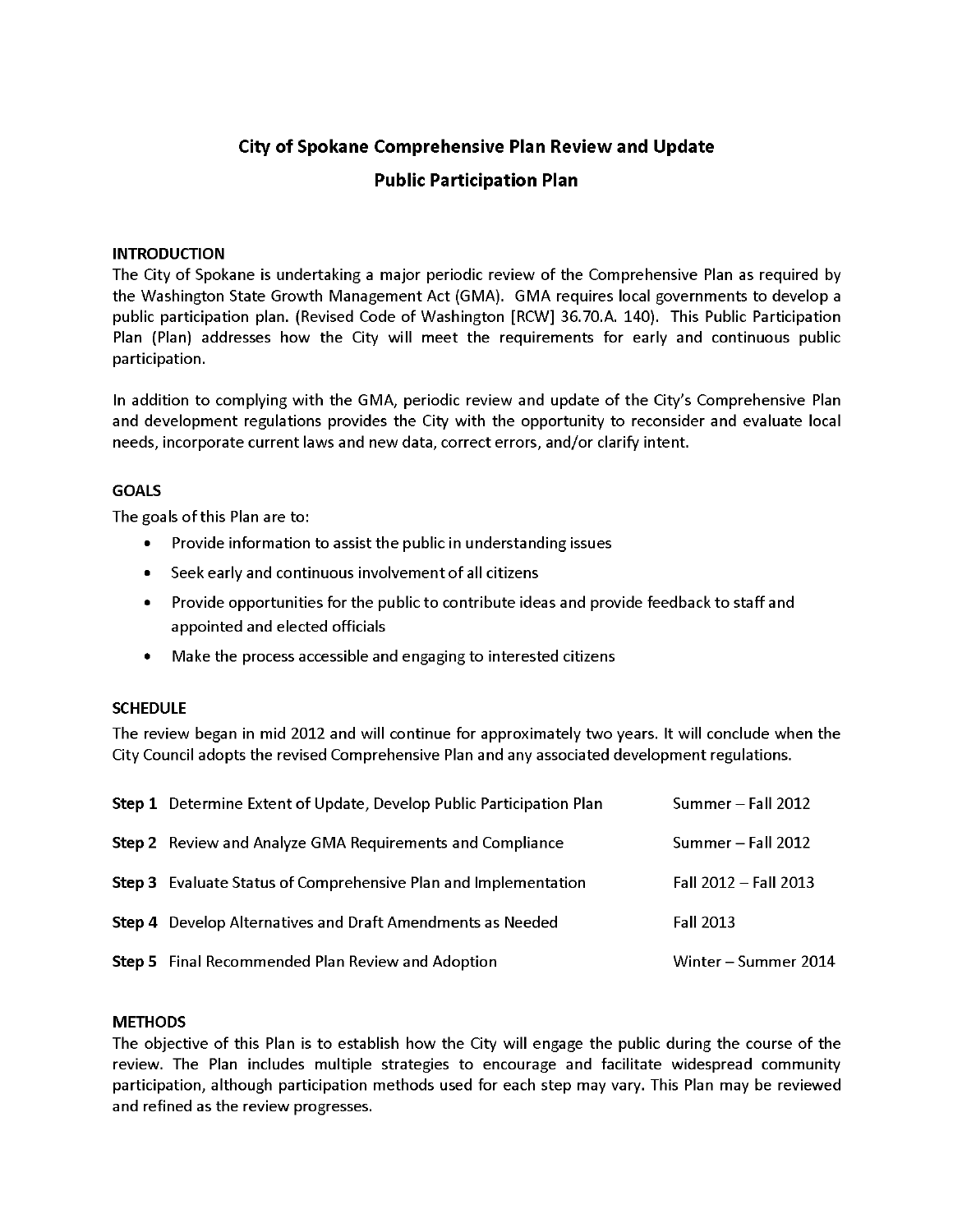# City of Spokane Comprehensive Plan Review and Update

## Public Participation Plan

### INTRODUCTION

The City of Spokane is undertaking a major periodic review of the Comprehensive Plan as required by the Washington State Growth Management Act (GMA). GMA requires local governments to develop a public participation plan. (Revised Code of Washington [RCW] 36.70.A. 140). This Public Participation Plan (Plan) addresses how the City will meet the requirements for early and continuous public participation.

In addition to complying with the GMA, periodic review and update of the City's Comprehensive Plan and development regulations provides the City with the opportunity to reconsider and evaluate local needs, incorporate current laws and new data, correct errors, and/or clarify intent.

### GOALS

The goals of this Plan are to:

- Provide information to assist the public in understanding issues
- Seek early and continuous involvement of all citizens
- Provide opportunities for the public to contribute ideas and provide feedback to staff and appointed and elected officials
- Make the process accessible and engaging to interested citizens

### SCHEDULE

The review began in mid 2012 and will continue for approximately two years. It will conclude when the City Council adopts the revised Comprehensive Plan and any associated development regulations.

| Step | Description | Timeframe |
|---|---|---|
| **Step 1** | Determine Extent of Update, Develop Public Participation Plan | Summer – Fall 2012 |
| **Step 2** | Review and Analyze GMA Requirements and Compliance | Summer – Fall 2012 |
| **Step 3** | Evaluate Status of Comprehensive Plan and Implementation | Fall 2012 – Fall 2013 |
| **Step 4** | Develop Alternatives and Draft Amendments as Needed | Fall 2013 |
| **Step 5** | Final Recommended Plan Review and Adoption | Winter – Summer 2014 |

### METHODS

The objective of this Plan is to establish how the City will engage the public during the course of the review. The Plan includes multiple strategies to encourage and facilitate widespread community participation, although participation methods used for each step may vary. This Plan may be reviewed and refined as the review progresses.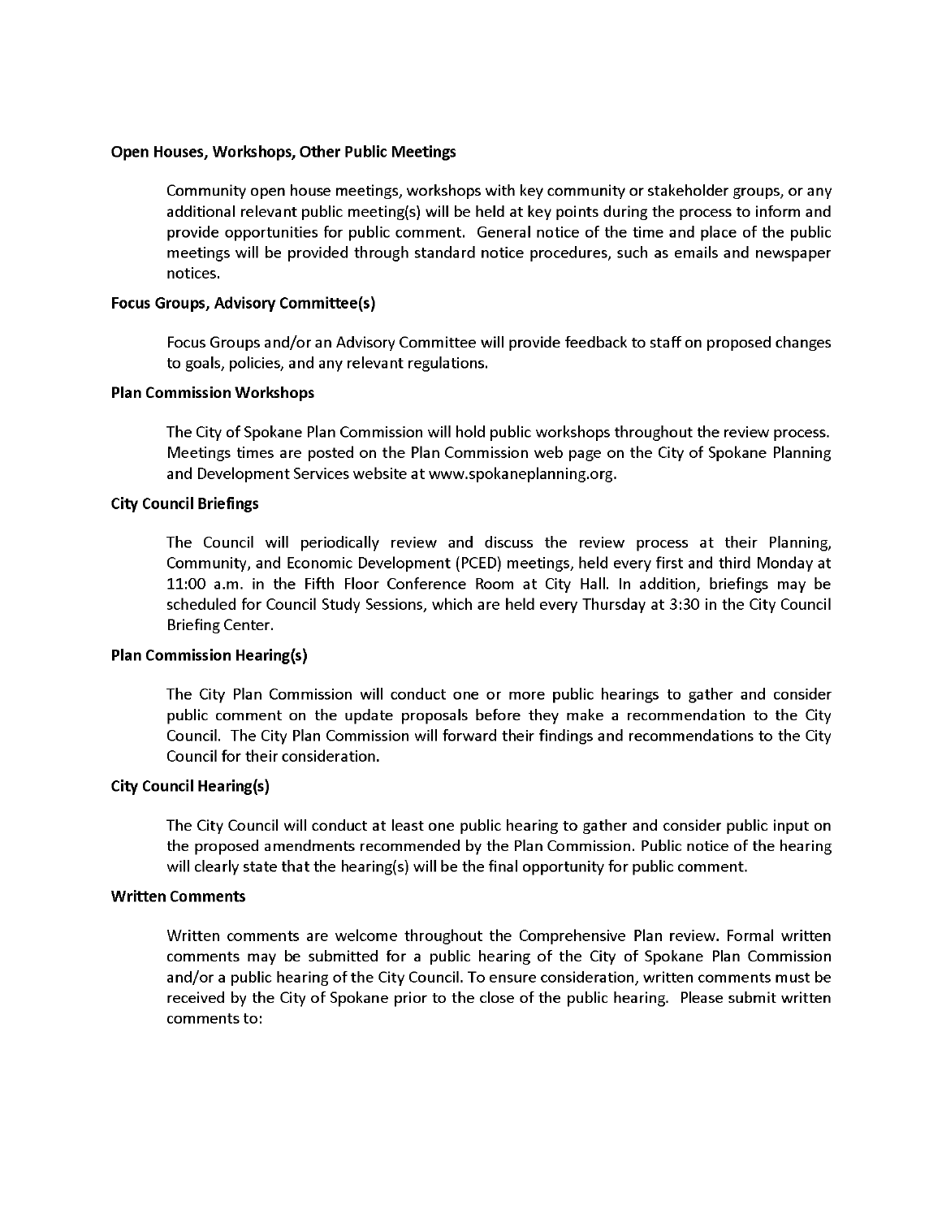**Open Houses, Workshops, Other Public Meetings**

Community open house meetings, workshops with key community or stakeholder groups, or any additional relevant public meeting(s) will be held at key points during the process to inform and provide opportunities for public comment. General notice of the time and place of the public meetings will be provided through standard notice procedures, such as emails and newspaper notices.

**Focus Groups, Advisory Committee(s)**

Focus Groups and/or an Advisory Committee will provide feedback to staff on proposed changes to goals, policies, and any relevant regulations.

**Plan Commission Workshops**

The City of Spokane Plan Commission will hold public workshops throughout the review process. Meetings times are posted on the Plan Commission web page on the City of Spokane Planning and Development Services website at www.spokaneplanning.org.

**City Council Briefings**

The Council will periodically review and discuss the review process at their Planning, Community, and Economic Development (PCED) meetings, held every first and third Monday at 11:00 a.m. in the Fifth Floor Conference Room at City Hall. In addition, briefings may be scheduled for Council Study Sessions, which are held every Thursday at 3:30 in the City Council Briefing Center.

**Plan Commission Hearing(s)**

The City Plan Commission will conduct one or more public hearings to gather and consider public comment on the update proposals before they make a recommendation to the City Council. The City Plan Commission will forward their findings and recommendations to the City Council for their consideration.

**City Council Hearing(s)**

The City Council will conduct at least one public hearing to gather and consider public input on the proposed amendments recommended by the Plan Commission. Public notice of the hearing will clearly state that the hearing(s) will be the final opportunity for public comment.

**Written Comments**

Written comments are welcome throughout the Comprehensive Plan review. Formal written comments may be submitted for a public hearing of the City of Spokane Plan Commission and/or a public hearing of the City Council. To ensure consideration, written comments must be received by the City of Spokane prior to the close of the public hearing. Please submit written comments to: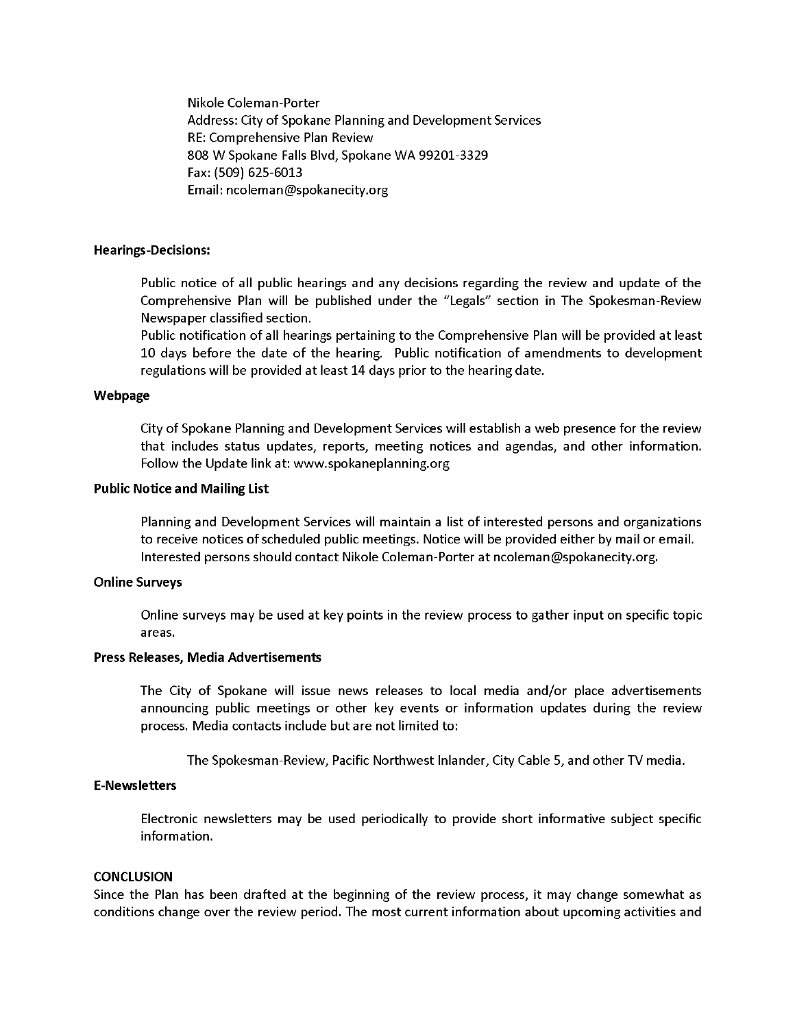Nikole Coleman-Porter
Address: City of Spokane Planning and Development Services
RE: Comprehensive Plan Review
808 W Spokane Falls Blvd, Spokane WA 99201-3329
Fax: (509) 625-6013
Email: ncoleman@spokanecity.org

**Hearings-Decisions:**

Public notice of all public hearings and any decisions regarding the review and update of the Comprehensive Plan will be published under the "Legals" section in The Spokesman-Review Newspaper classified section.
Public notification of all hearings pertaining to the Comprehensive Plan will be provided at least 10 days before the date of the hearing. Public notification of amendments to development regulations will be provided at least 14 days prior to the hearing date.

**Webpage**

City of Spokane Planning and Development Services will establish a web presence for the review that includes status updates, reports, meeting notices and agendas, and other information. Follow the Update link at: www.spokaneplanning.org

**Public Notice and Mailing List**

Planning and Development Services will maintain a list of interested persons and organizations to receive notices of scheduled public meetings. Notice will be provided either by mail or email. Interested persons should contact Nikole Coleman-Porter at ncoleman@spokanecity.org.

**Online Surveys**

Online surveys may be used at key points in the review process to gather input on specific topic areas.

**Press Releases, Media Advertisements**

The City of Spokane will issue news releases to local media and/or place advertisements announcing public meetings or other key events or information updates during the review process. Media contacts include but are not limited to:

The Spokesman-Review, Pacific Northwest Inlander, City Cable 5, and other TV media.

**E-Newsletters**

Electronic newsletters may be used periodically to provide short informative subject specific information.

**CONCLUSION**

Since the Plan has been drafted at the beginning of the review process, it may change somewhat as conditions change over the review period. The most current information about upcoming activities and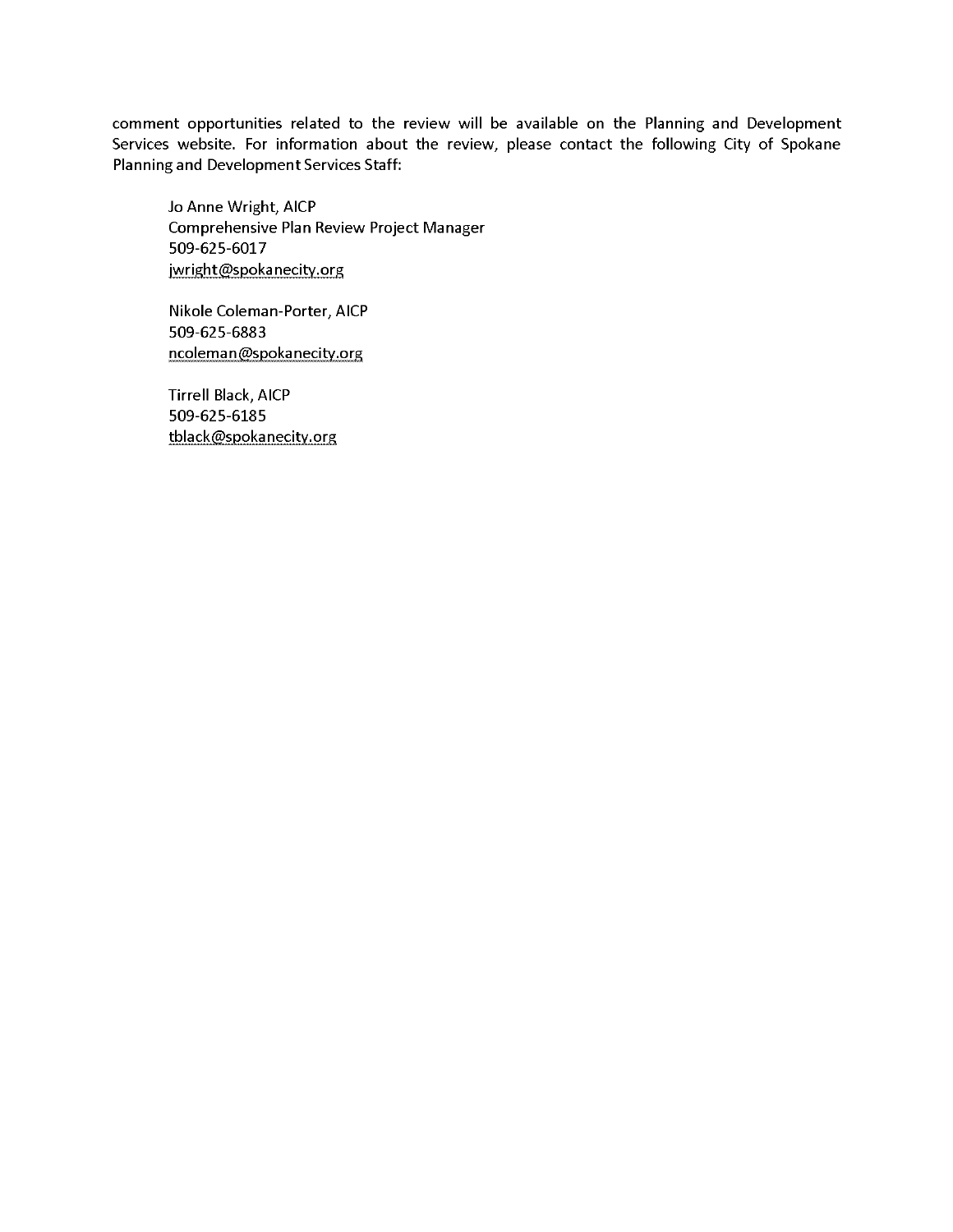comment opportunities related to the review will be available on the Planning and Development Services website. For information about the review, please contact the following City of Spokane Planning and Development Services Staff:

Jo Anne Wright, AICP
Comprehensive Plan Review Project Manager
509-625-6017
jwright@spokanecity.org

Nikole Coleman-Porter, AICP
509-625-6883
ncoleman@spokanecity.org

Tirrell Black, AICP
509-625-6185
tblack@spokanecity.org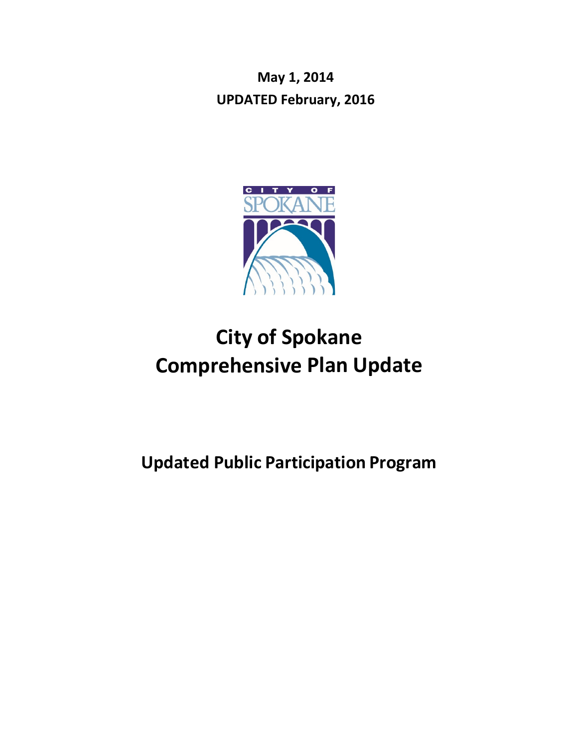**May 1, 2014**

**UPDATED February, 2016**

# City of Spokane Comprehensive Plan Update

## Updated Public Participation Program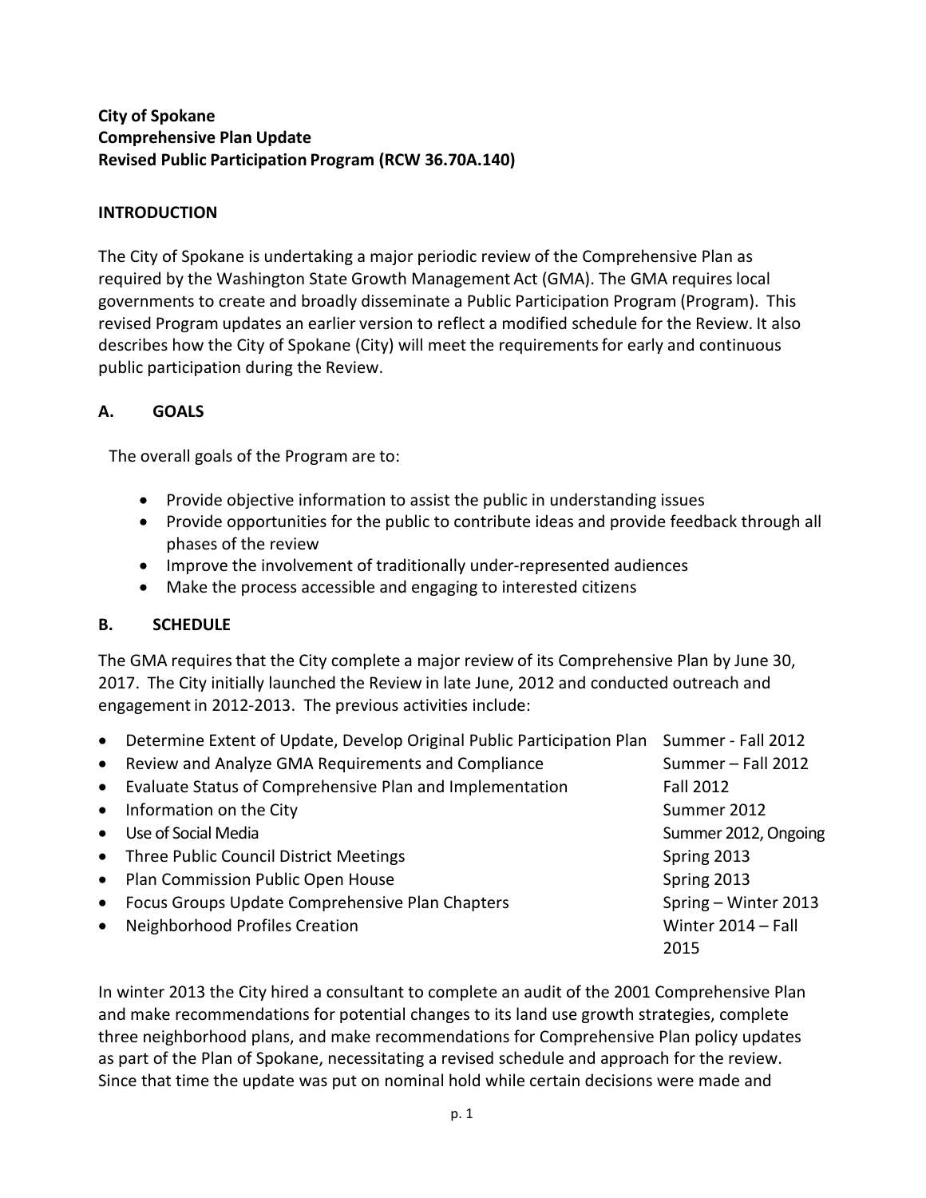**City of Spokane**
**Comprehensive Plan Update**
**Revised Public Participation Program (RCW 36.70A.140)**

## INTRODUCTION

The City of Spokane is undertaking a major periodic review of the Comprehensive Plan as required by the Washington State Growth Management Act (GMA). The GMA requires local governments to create and broadly disseminate a Public Participation Program (Program). This revised Program updates an earlier version to reflect a modified schedule for the Review. It also describes how the City of Spokane (City) will meet the requirements for early and continuous public participation during the Review.

## A. GOALS

The overall goals of the Program are to:

- Provide objective information to assist the public in understanding issues
- Provide opportunities for the public to contribute ideas and provide feedback through all phases of the review
- Improve the involvement of traditionally under-represented audiences
- Make the process accessible and engaging to interested citizens

## B. SCHEDULE

The GMA requires that the City complete a major review of its Comprehensive Plan by June 30, 2017. The City initially launched the Review in late June, 2012 and conducted outreach and engagement in 2012-2013. The previous activities include:

| Activity | Timing |
|---|---|
| Determine Extent of Update, Develop Original Public Participation Plan | Summer - Fall 2012 |
| Review and Analyze GMA Requirements and Compliance | Summer – Fall 2012 |
| Evaluate Status of Comprehensive Plan and Implementation | Fall 2012 |
| Information on the City | Summer 2012 |
| Use of Social Media | Summer 2012, Ongoing |
| Three Public Council District Meetings | Spring 2013 |
| Plan Commission Public Open House | Spring 2013 |
| Focus Groups Update Comprehensive Plan Chapters | Spring – Winter 2013 |
| Neighborhood Profiles Creation | Winter 2014 – Fall 2015 |

In winter 2013 the City hired a consultant to complete an audit of the 2001 Comprehensive Plan and make recommendations for potential changes to its land use growth strategies, complete three neighborhood plans, and make recommendations for Comprehensive Plan policy updates as part of the Plan of Spokane, necessitating a revised schedule and approach for the review. Since that time the update was put on nominal hold while certain decisions were made and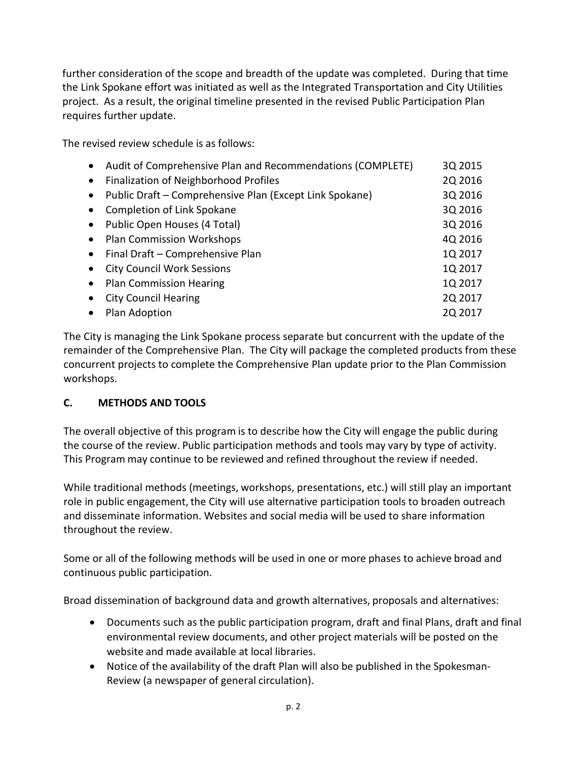further consideration of the scope and breadth of the update was completed. During that time the Link Spokane effort was initiated as well as the Integrated Transportation and City Utilities project. As a result, the original timeline presented in the revised Public Participation Plan requires further update.

The revised review schedule is as follows:

- Audit of Comprehensive Plan and Recommendations (COMPLETE) 3Q 2015
- Finalization of Neighborhood Profiles 2Q 2016
- Public Draft – Comprehensive Plan (Except Link Spokane) 3Q 2016
- Completion of Link Spokane 3Q 2016
- Public Open Houses (4 Total) 3Q 2016
- Plan Commission Workshops 4Q 2016
- Final Draft – Comprehensive Plan 1Q 2017
- City Council Work Sessions 1Q 2017
- Plan Commission Hearing 1Q 2017
- City Council Hearing 2Q 2017
- Plan Adoption 2Q 2017

The City is managing the Link Spokane process separate but concurrent with the update of the remainder of the Comprehensive Plan. The City will package the completed products from these concurrent projects to complete the Comprehensive Plan update prior to the Plan Commission workshops.

## C. METHODS AND TOOLS

The overall objective of this program is to describe how the City will engage the public during the course of the review. Public participation methods and tools may vary by type of activity. This Program may continue to be reviewed and refined throughout the review if needed.

While traditional methods (meetings, workshops, presentations, etc.) will still play an important role in public engagement, the City will use alternative participation tools to broaden outreach and disseminate information. Websites and social media will be used to share information throughout the review.

Some or all of the following methods will be used in one or more phases to achieve broad and continuous public participation.

Broad dissemination of background data and growth alternatives, proposals and alternatives:

- Documents such as the public participation program, draft and final Plans, draft and final environmental review documents, and other project materials will be posted on the website and made available at local libraries.
- Notice of the availability of the draft Plan will also be published in the Spokesman-Review (a newspaper of general circulation).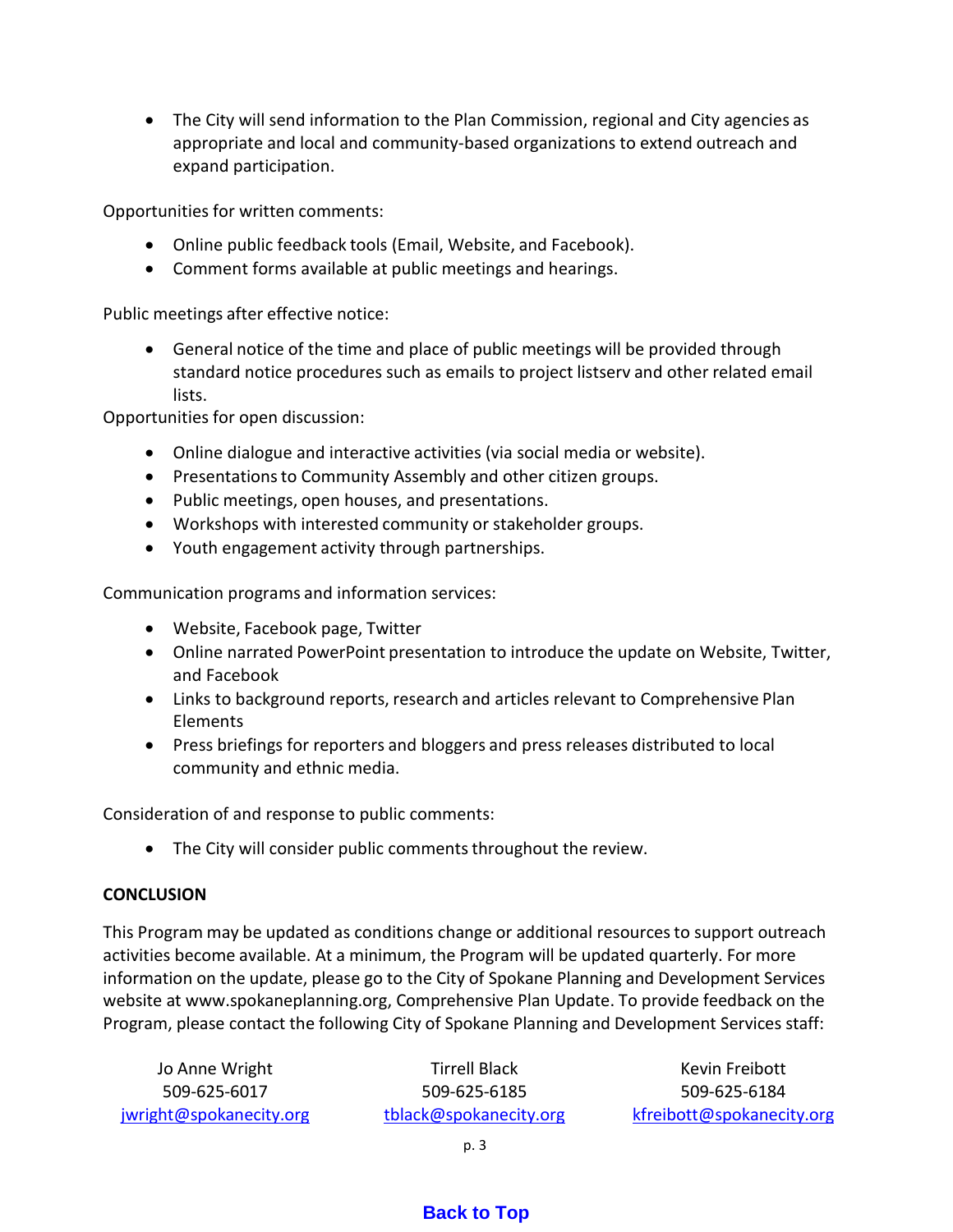- The City will send information to the Plan Commission, regional and City agencies as appropriate and local and community-based organizations to extend outreach and expand participation.

Opportunities for written comments:

- Online public feedback tools (Email, Website, and Facebook).
- Comment forms available at public meetings and hearings.

Public meetings after effective notice:

- General notice of the time and place of public meetings will be provided through standard notice procedures such as emails to project listserv and other related email lists.

Opportunities for open discussion:

- Online dialogue and interactive activities (via social media or website).
- Presentations to Community Assembly and other citizen groups.
- Public meetings, open houses, and presentations.
- Workshops with interested community or stakeholder groups.
- Youth engagement activity through partnerships.

Communication programs and information services:

- Website, Facebook page, Twitter
- Online narrated PowerPoint presentation to introduce the update on Website, Twitter, and Facebook
- Links to background reports, research and articles relevant to Comprehensive Plan Elements
- Press briefings for reporters and bloggers and press releases distributed to local community and ethnic media.

Consideration of and response to public comments:

- The City will consider public comments throughout the review.

**CONCLUSION**

This Program may be updated as conditions change or additional resources to support outreach activities become available. At a minimum, the Program will be updated quarterly. For more information on the update, please go to the City of Spokane Planning and Development Services website at www.spokaneplanning.org, Comprehensive Plan Update. To provide feedback on the Program, please contact the following City of Spokane Planning and Development Services staff:

| | | |
|---|---|---|
| Jo Anne Wright | Tirrell Black | Kevin Freibott |
| 509-625-6017 | 509-625-6185 | 509-625-6184 |
| jwright@spokanecity.org | tblack@spokanecity.org | kfreibott@spokanecity.org |

**Back to Top**